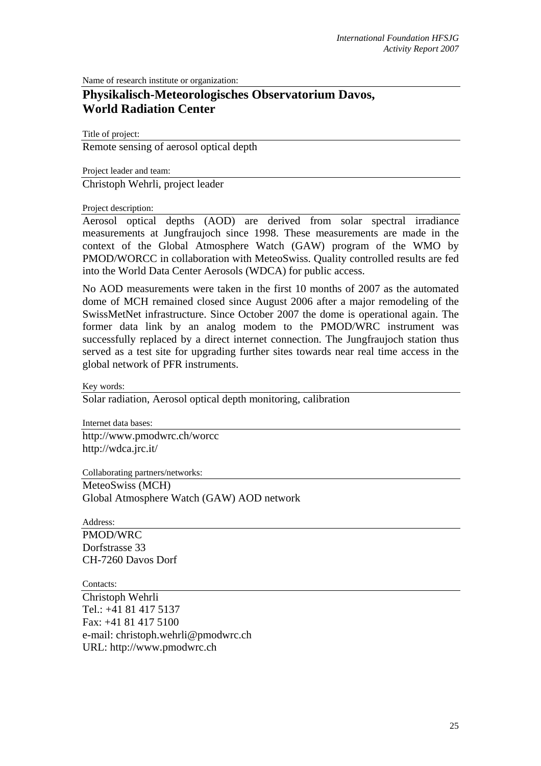Name of research institute or organization:

## Physikalisch-Meteorologisches Observatorium Davos, World Radiation Center

Title of project:

Remote sensing of aerosol optical depth

Project leader and team:

Christoph Wehrli, project leader

Project description:

Aerosol optical depths (AOD) are derived from solar spectral irradiance measurements at Jungfraujoch since 1998. These measurements are made in the context of the Global Atmosphere Watch (GAW) program of the WMO by PMOD/WORCC in collaboration with MeteoSwiss. Quality controlled results are fed into the World Data Center Aerosols (WDCA) for public access.

No AOD measurements were taken in the first 10 months of 2007 as the automated dome of MCH remained closed since August 2006 after a major remodeling of the SwissMetNet infrastructure. Since October 2007 the dome is operational again. The former data link by an analog modem to the PMOD/WRC instrument was successfully replaced by a direct internet connection. The Jungfraujoch station thus served as a test site for upgrading further sites towards near real time access in the global network of PFR instruments.

Key words:

Solar radiation, Aerosol optical depth monitoring, calibration

Internet data bases:

http://www.pmodwrc.ch/worcc
http://wdca.jrc.it/

Collaborating partners/networks:

MeteoSwiss (MCH)
Global Atmosphere Watch (GAW) AOD network

Address:

PMOD/WRC
Dorfstrasse 33
CH-7260 Davos Dorf

Contacts:

Christoph Wehrli
Tel.: +41 81 417 5137
Fax: +41 81 417 5100
e-mail: christoph.wehrli@pmodwrc.ch
URL: http://www.pmodwrc.ch